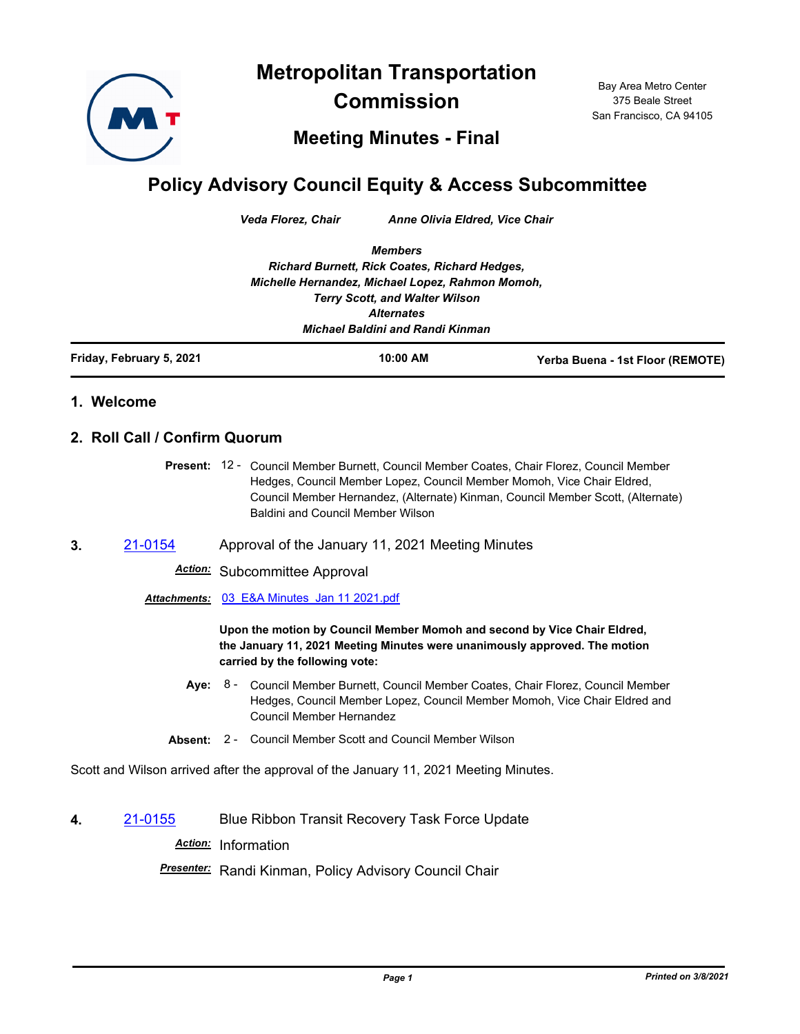# Metropolitan Transportation Commission

## Meeting Minutes - Final

Bay Area Metro Center
375 Beale Street
San Francisco, CA 94105

# Policy Advisory Council Equity & Access Subcommittee

*Veda Florez, Chair* *Anne Olivia Eldred, Vice Chair*

*Members*
*Richard Burnett, Rick Coates, Richard Hedges,*
*Michelle Hernandez, Michael Lopez, Rahmon Momoh,*
*Terry Scott, and Walter Wilson*
*Alternates*
*Michael Baldini and Randi Kinman*

**Friday, February 5, 2021** **10:00 AM** **Yerba Buena - 1st Floor (REMOTE)**

## 1. Welcome

## 2. Roll Call / Confirm Quorum

**Present:** 12 - Council Member Burnett, Council Member Coates, Chair Florez, Council Member Hedges, Council Member Lopez, Council Member Momoh, Vice Chair Eldred, Council Member Hernandez, (Alternate) Kinman, Council Member Scott, (Alternate) Baldini and Council Member Wilson

**3.** 21-0154 Approval of the January 11, 2021 Meeting Minutes

***Action:*** Subcommittee Approval

***Attachments:*** 03_E&A Minutes_Jan 11 2021.pdf

**Upon the motion by Council Member Momoh and second by Vice Chair Eldred, the January 11, 2021 Meeting Minutes were unanimously approved. The motion carried by the following vote:**

**Aye:** 8 - Council Member Burnett, Council Member Coates, Chair Florez, Council Member Hedges, Council Member Lopez, Council Member Momoh, Vice Chair Eldred and Council Member Hernandez

**Absent:** 2 - Council Member Scott and Council Member Wilson

Scott and Wilson arrived after the approval of the January 11, 2021 Meeting Minutes.

**4.** 21-0155 Blue Ribbon Transit Recovery Task Force Update

***Action:*** Information

***Presenter:*** Randi Kinman, Policy Advisory Council Chair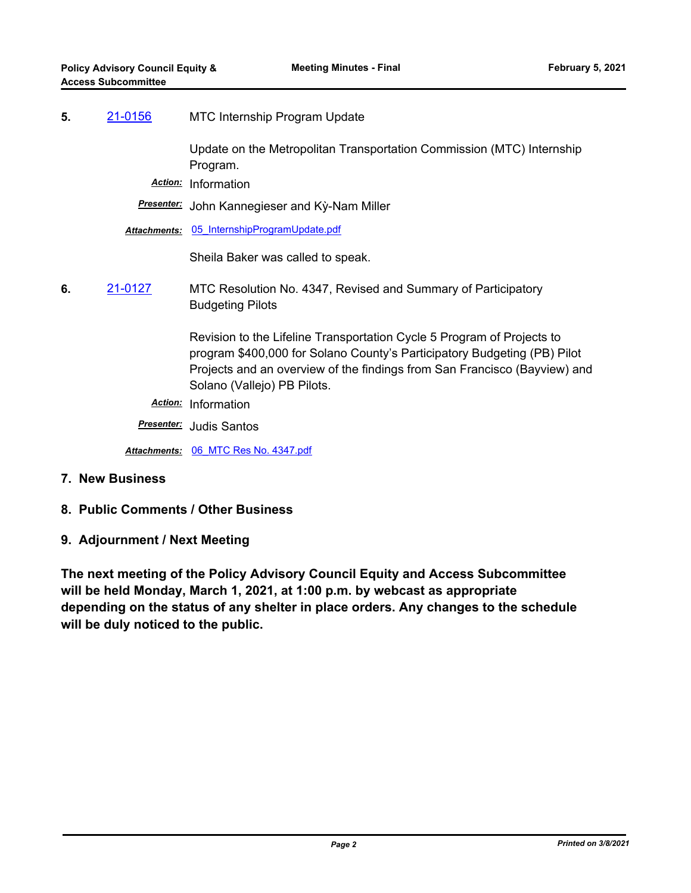**5.** 21-0156 MTC Internship Program Update

Update on the Metropolitan Transportation Commission (MTC) Internship Program.

***Action:*** Information

***Presenter:*** John Kannegieser and Kỳ-Nam Miller

***Attachments:*** 05_InternshipProgramUpdate.pdf

Sheila Baker was called to speak.

**6.** 21-0127 MTC Resolution No. 4347, Revised and Summary of Participatory Budgeting Pilots

Revision to the Lifeline Transportation Cycle 5 Program of Projects to program $400,000 for Solano County's Participatory Budgeting (PB) Pilot Projects and an overview of the findings from San Francisco (Bayview) and Solano (Vallejo) PB Pilots.

***Action:*** Information

***Presenter:*** Judis Santos

***Attachments:*** 06_MTC Res No. 4347.pdf

## 7. New Business

## 8. Public Comments / Other Business

## 9. Adjournment / Next Meeting

**The next meeting of the Policy Advisory Council Equity and Access Subcommittee will be held Monday, March 1, 2021, at 1:00 p.m. by webcast as appropriate depending on the status of any shelter in place orders. Any changes to the schedule will be duly noticed to the public.**